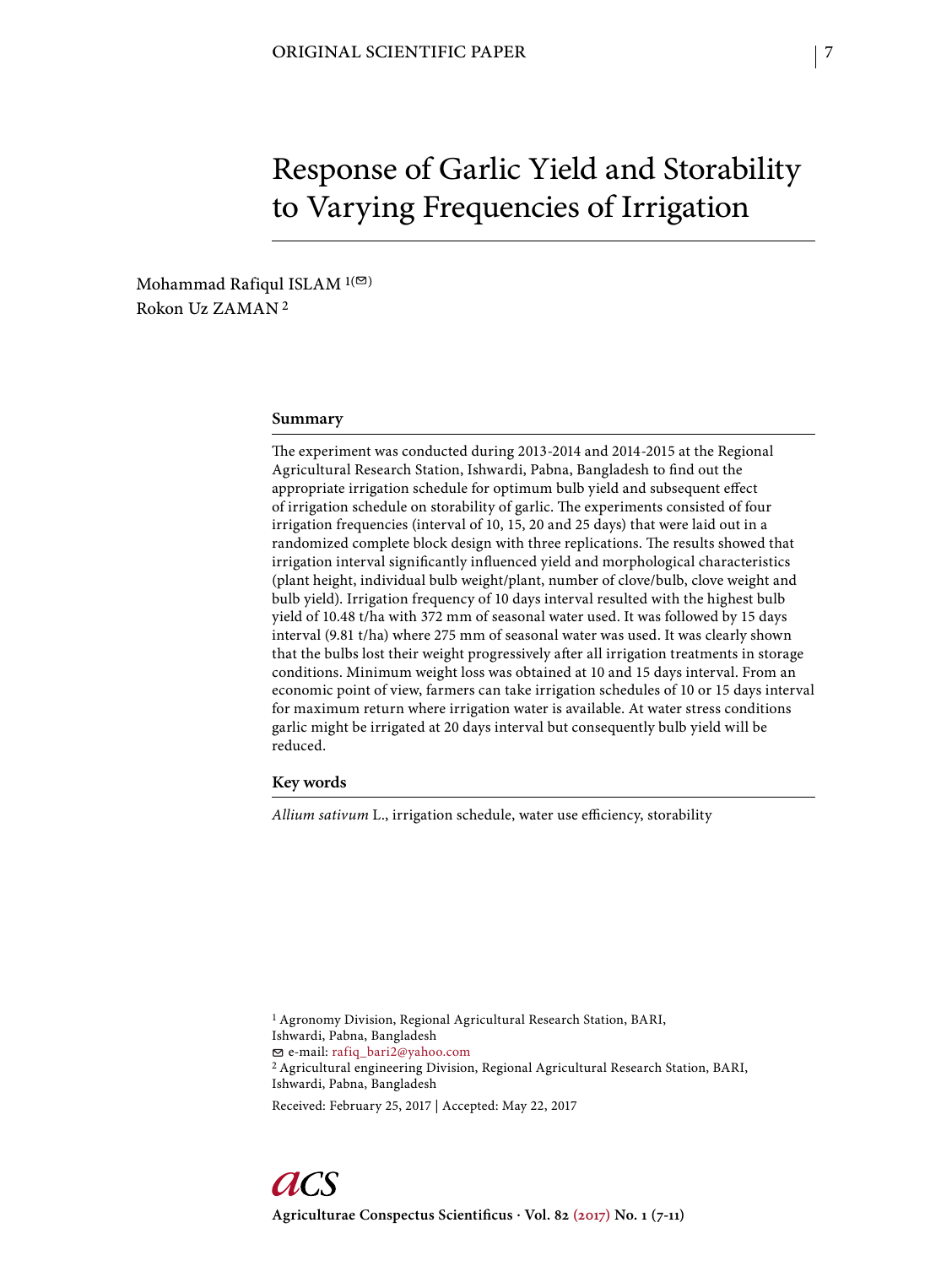ORIGINAL SCIENTIFIC PAPER

# Response of Garlic Yield and Storability to Varying Frequencies of Irrigation

Mohammad Rafiqul ISLAM [1(✉)]
Rokon Uz ZAMAN [2]

## Summary

The experiment was conducted during 2013-2014 and 2014-2015 at the Regional Agricultural Research Station, Ishwardi, Pabna, Bangladesh to find out the appropriate irrigation schedule for optimum bulb yield and subsequent effect of irrigation schedule on storability of garlic. The experiments consisted of four irrigation frequencies (interval of 10, 15, 20 and 25 days) that were laid out in a randomized complete block design with three replications. The results showed that irrigation interval significantly influenced yield and morphological characteristics (plant height, individual bulb weight/plant, number of clove/bulb, clove weight and bulb yield). Irrigation frequency of 10 days interval resulted with the highest bulb yield of 10.48 t/ha with 372 mm of seasonal water used. It was followed by 15 days interval (9.81 t/ha) where 275 mm of seasonal water was used. It was clearly shown that the bulbs lost their weight progressively after all irrigation treatments in storage conditions. Minimum weight loss was obtained at 10 and 15 days interval. From an economic point of view, farmers can take irrigation schedules of 10 or 15 days interval for maximum return where irrigation water is available. At water stress conditions garlic might be irrigated at 20 days interval but consequently bulb yield will be reduced.

## Key words

*Allium sativum* L., irrigation schedule, water use efficiency, storability

[1] Agronomy Division, Regional Agricultural Research Station, BARI, Ishwardi, Pabna, Bangladesh
✉ e-mail: rafiq_bari2@yahoo.com
[2] Agricultural engineering Division, Regional Agricultural Research Station, BARI, Ishwardi, Pabna, Bangladesh

Received: February 25, 2017 | Accepted: May 22, 2017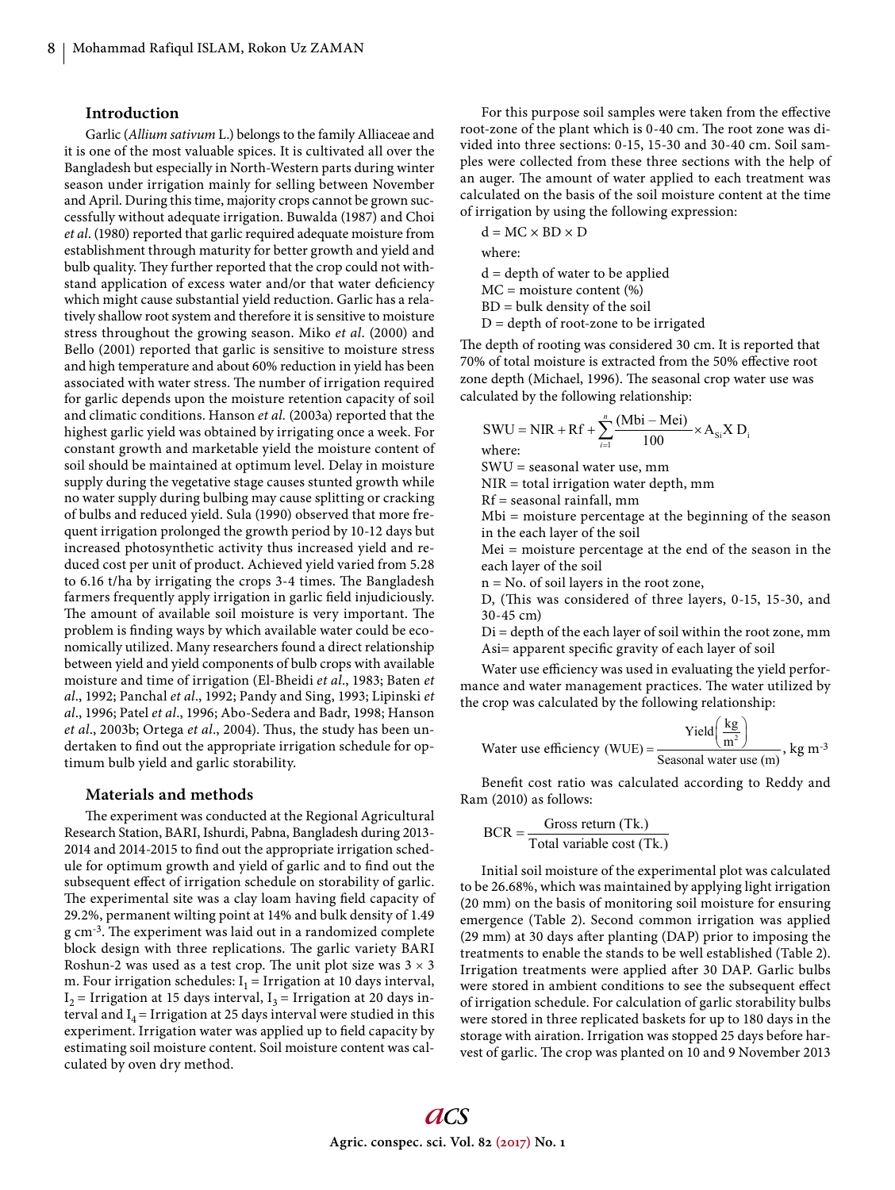## Introduction

Garlic (*Allium sativum* L.) belongs to the family Alliaceae and it is one of the most valuable spices. It is cultivated all over the Bangladesh but especially in North-Western parts during winter season under irrigation mainly for selling between November and April. During this time, majority crops cannot be grown successfully without adequate irrigation. Buwalda (1987) and Choi *et al*. (1980) reported that garlic required adequate moisture from establishment through maturity for better growth and yield and bulb quality. They further reported that the crop could not withstand application of excess water and/or that water deficiency which might cause substantial yield reduction. Garlic has a relatively shallow root system and therefore it is sensitive to moisture stress throughout the growing season. Miko *et al*. (2000) and Bello (2001) reported that garlic is sensitive to moisture stress and high temperature and about 60% reduction in yield has been associated with water stress. The number of irrigation required for garlic depends upon the moisture retention capacity of soil and climatic conditions. Hanson *et al.* (2003a) reported that the highest garlic yield was obtained by irrigating once a week. For constant growth and marketable yield the moisture content of soil should be maintained at optimum level. Delay in moisture supply during the vegetative stage causes stunted growth while no water supply during bulbing may cause splitting or cracking of bulbs and reduced yield. Sula (1990) observed that more frequent irrigation prolonged the growth period by 10-12 days but increased photosynthetic activity thus increased yield and reduced cost per unit of product. Achieved yield varied from 5.28 to 6.16 t/ha by irrigating the crops 3-4 times. The Bangladesh farmers frequently apply irrigation in garlic field injudiciously. The amount of available soil moisture is very important. The problem is finding ways by which available water could be economically utilized. Many researchers found a direct relationship between yield and yield components of bulb crops with available moisture and time of irrigation (El-Bheidi *et al*., 1983; Baten *et al*., 1992; Panchal *et al*., 1992; Pandy and Sing, 1993; Lipinski *et al*., 1996; Patel *et al*., 1996; Abo-Sedera and Badr, 1998; Hanson *et al*., 2003b; Ortega *et al*., 2004). Thus, the study has been undertaken to find out the appropriate irrigation schedule for optimum bulb yield and garlic storability.

## Materials and methods

The experiment was conducted at the Regional Agricultural Research Station, BARI, Ishurdi, Pabna, Bangladesh during 2013-2014 and 2014-2015 to find out the appropriate irrigation schedule for optimum growth and yield of garlic and to find out the subsequent effect of irrigation schedule on storability of garlic. The experimental site was a clay loam having field capacity of 29.2%, permanent wilting point at 14% and bulk density of 1.49 g cm$^{-3}$. The experiment was laid out in a randomized complete block design with three replications. The garlic variety BARI Roshun-2 was used as a test crop. The unit plot size was 3 × 3 m. Four irrigation schedules: $I_1$ = Irrigation at 10 days interval, $I_2$ = Irrigation at 15 days interval, $I_3$ = Irrigation at 20 days interval and $I_4$ = Irrigation at 25 days interval were studied in this experiment. Irrigation water was applied up to field capacity by estimating soil moisture content. Soil moisture content was calculated by oven dry method.

For this purpose soil samples were taken from the effective root-zone of the plant which is 0-40 cm. The root zone was divided into three sections: 0-15, 15-30 and 30-40 cm. Soil samples were collected from these three sections with the help of an auger. The amount of water applied to each treatment was calculated on the basis of the soil moisture content at the time of irrigation by using the following expression:

$$d = MC \times BD \times D$$

where:

d = depth of water to be applied
MC = moisture content (%)
BD = bulk density of the soil
D = depth of root-zone to be irrigated

The depth of rooting was considered 30 cm. It is reported that 70% of total moisture is extracted from the 50% effective root zone depth (Michael, 1996). The seasonal crop water use was calculated by the following relationship:

$$SWU = NIR + Rf + \sum_{i=1}^{n} \frac{(Mbi - Mei)}{100} \times A_{Si} X\, D_i$$

where:

SWU = seasonal water use, mm
NIR = total irrigation water depth, mm
Rf = seasonal rainfall, mm
Mbi = moisture percentage at the beginning of the season in the each layer of the soil
Mei = moisture percentage at the end of the season in the each layer of the soil
n = No. of soil layers in the root zone,
D, (This was considered of three layers, 0-15, 15-30, and 30-45 cm)
Di = depth of the each layer of soil within the root zone, mm
Asi= apparent specific gravity of each layer of soil

Water use efficiency was used in evaluating the yield performance and water management practices. The water utilized by the crop was calculated by the following relationship:

$$\text{Water use efficiency (WUE)} = \frac{\text{Yield}\left(\frac{\text{kg}}{\text{m}^2}\right)}{\text{Seasonal water use (m)}}, \text{kg m}^{-3}$$

Benefit cost ratio was calculated according to Reddy and Ram (2010) as follows:

$$BCR = \frac{\text{Gross return (Tk.)}}{\text{Total variable cost (Tk.)}}$$

Initial soil moisture of the experimental plot was calculated to be 26.68%, which was maintained by applying light irrigation (20 mm) on the basis of monitoring soil moisture for ensuring emergence (Table 2). Second common irrigation was applied (29 mm) at 30 days after planting (DAP) prior to imposing the treatments to enable the stands to be well established (Table 2). Irrigation treatments were applied after 30 DAP. Garlic bulbs were stored in ambient conditions to see the subsequent effect of irrigation schedule. For calculation of garlic storability bulbs were stored in three replicated baskets for up to 180 days in the storage with airation. Irrigation was stopped 25 days before harvest of garlic. The crop was planted on 10 and 9 November 2013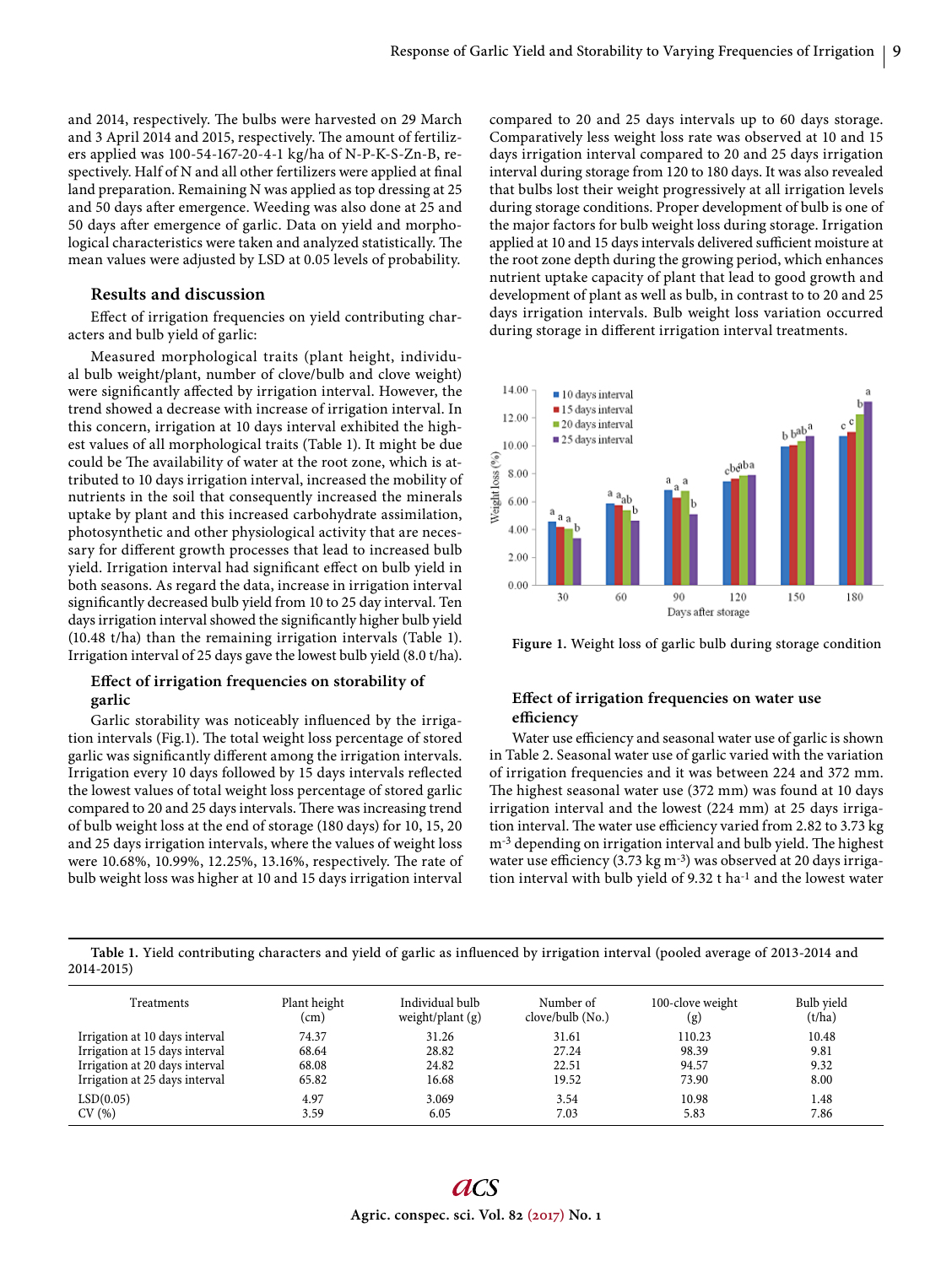and 2014, respectively. The bulbs were harvested on 29 March and 3 April 2014 and 2015, respectively. The amount of fertilizers applied was 100-54-167-20-4-1 kg/ha of N-P-K-S-Zn-B, respectively. Half of N and all other fertilizers were applied at final land preparation. Remaining N was applied as top dressing at 25 and 50 days after emergence. Weeding was also done at 25 and 50 days after emergence of garlic. Data on yield and morphological characteristics were taken and analyzed statistically. The mean values were adjusted by LSD at 0.05 levels of probability.

## Results and discussion

Effect of irrigation frequencies on yield contributing characters and bulb yield of garlic:

Measured morphological traits (plant height, individual bulb weight/plant, number of clove/bulb and clove weight) were significantly affected by irrigation interval. However, the trend showed a decrease with increase of irrigation interval. In this concern, irrigation at 10 days interval exhibited the highest values of all morphological traits (Table 1). It might be due could be The availability of water at the root zone, which is attributed to 10 days irrigation interval, increased the mobility of nutrients in the soil that consequently increased the minerals uptake by plant and this increased carbohydrate assimilation, photosynthetic and other physiological activity that are necessary for different growth processes that lead to increased bulb yield. Irrigation interval had significant effect on bulb yield in both seasons. As regard the data, increase in irrigation interval significantly decreased bulb yield from 10 to 25 day interval. Ten days irrigation interval showed the significantly higher bulb yield (10.48 t/ha) than the remaining irrigation intervals (Table 1). Irrigation interval of 25 days gave the lowest bulb yield (8.0 t/ha).

### Effect of irrigation frequencies on storability of garlic

Garlic storability was noticeably influenced by the irrigation intervals (Fig.1). The total weight loss percentage of stored garlic was significantly different among the irrigation intervals. Irrigation every 10 days followed by 15 days intervals reflected the lowest values of total weight loss percentage of stored garlic compared to 20 and 25 days intervals. There was increasing trend of bulb weight loss at the end of storage (180 days) for 10, 15, 20 and 25 days irrigation intervals, where the values of weight loss were 10.68%, 10.99%, 12.25%, 13.16%, respectively. The rate of bulb weight loss was higher at 10 and 15 days irrigation interval compared to 20 and 25 days intervals up to 60 days storage. Comparatively less weight loss rate was observed at 10 and 15 days irrigation interval compared to 20 and 25 days irrigation interval during storage from 120 to 180 days. It was also revealed that bulbs lost their weight progressively at all irrigation levels during storage conditions. Proper development of bulb is one of the major factors for bulb weight loss during storage. Irrigation applied at 10 and 15 days intervals delivered sufficient moisture at the root zone depth during the growing period, which enhances nutrient uptake capacity of plant that lead to good growth and development of plant as well as bulb, in contrast to to 20 and 25 days irrigation intervals. Bulb weight loss variation occurred during storage in different irrigation interval treatments.

**Figure 1.** Weight loss of garlic bulb during storage condition

### Effect of irrigation frequencies on water use efficiency

Water use efficiency and seasonal water use of garlic is shown in Table 2. Seasonal water use of garlic varied with the variation of irrigation frequencies and it was between 224 and 372 mm. The highest seasonal water use (372 mm) was found at 10 days irrigation interval and the lowest (224 mm) at 25 days irrigation interval. The water use efficiency varied from 2.82 to 3.73 kg $m^{-3}$ depending on irrigation interval and bulb yield. The highest water use efficiency (3.73 kg $m^{-3}$) was observed at 20 days irrigation interval with bulb yield of 9.32 t $ha^{-1}$ and the lowest water

**Table 1.** Yield contributing characters and yield of garlic as influenced by irrigation interval (pooled average of 2013-2014 and 2014-2015)

| Treatments | Plant height (cm) | Individual bulb weight/plant (g) | Number of clove/bulb (No.) | 100-clove weight (g) | Bulb yield (t/ha) |
|---|---|---|---|---|---|
| Irrigation at 10 days interval | 74.37 | 31.26 | 31.61 | 110.23 | 10.48 |
| Irrigation at 15 days interval | 68.64 | 28.82 | 27.24 | 98.39 | 9.81 |
| Irrigation at 20 days interval | 68.08 | 24.82 | 22.51 | 94.57 | 9.32 |
| Irrigation at 25 days interval | 65.82 | 16.68 | 19.52 | 73.90 | 8.00 |
| LSD(0.05) | 4.97 | 3.069 | 3.54 | 10.98 | 1.48 |
| CV (%) | 3.59 | 6.05 | 7.03 | 5.83 | 7.86 |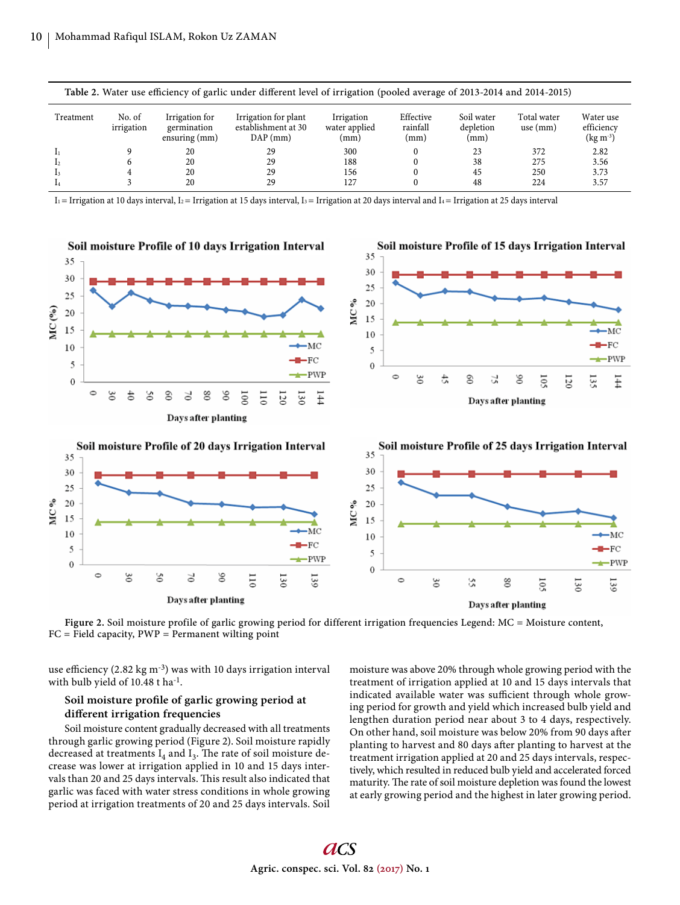Table 2. Water use efficiency of garlic under different level of irrigation (pooled average of 2013-2014 and 2014-2015)

| Treatment | No. of irrigation | Irrigation for germination ensuring (mm) | Irrigation for plant establishment at 30 DAP (mm) | Irrigation water applied (mm) | Effective rainfall (mm) | Soil water depletion (mm) | Total water use (mm) | Water use efficiency (kg m$^{-3}$) |
|---|---|---|---|---|---|---|---|---|
| $I_1$ | 9 | 20 | 29 | 300 | 0 | 23 | 372 | 2.82 |
| $I_2$ | 6 | 20 | 29 | 188 | 0 | 38 | 275 | 3.56 |
| $I_3$ | 4 | 20 | 29 | 156 | 0 | 45 | 250 | 3.73 |
| $I_4$ | 3 | 20 | 29 | 127 | 0 | 48 | 224 | 3.57 |

$I_1$ = Irrigation at 10 days interval, $I_2$ = Irrigation at 15 days interval, $I_3$ = Irrigation at 20 days interval and $I_4$ = Irrigation at 25 days interval

Figure 2. Soil moisture profile of garlic growing period for different irrigation frequencies Legend: MC = Moisture content, FC = Field capacity, PWP = Permanent wilting point

use efficiency (2.82 kg m$^{-3}$) was with 10 days irrigation interval with bulb yield of 10.48 t ha$^{-1}$.

### Soil moisture profile of garlic growing period at different irrigation frequencies

Soil moisture content gradually decreased with all treatments through garlic growing period (Figure 2). Soil moisture rapidly decreased at treatments $I_4$ and $I_3$. The rate of soil moisture decrease was lower at irrigation applied in 10 and 15 days intervals than 20 and 25 days intervals. This result also indicated that garlic was faced with water stress conditions in whole growing period at irrigation treatments of 20 and 25 days intervals. Soil moisture was above 20% through whole growing period with the treatment of irrigation applied at 10 and 15 days intervals that indicated available water was sufficient through whole growing period for growth and yield which increased bulb yield and lengthen duration period near about 3 to 4 days, respectively. On other hand, soil moisture was below 20% from 90 days after planting to harvest and 80 days after planting to harvest at the treatment irrigation applied at 20 and 25 days intervals, respectively, which resulted in reduced bulb yield and accelerated forced maturity. The rate of soil moisture depletion was found the lowest at early growing period and the highest in later growing period.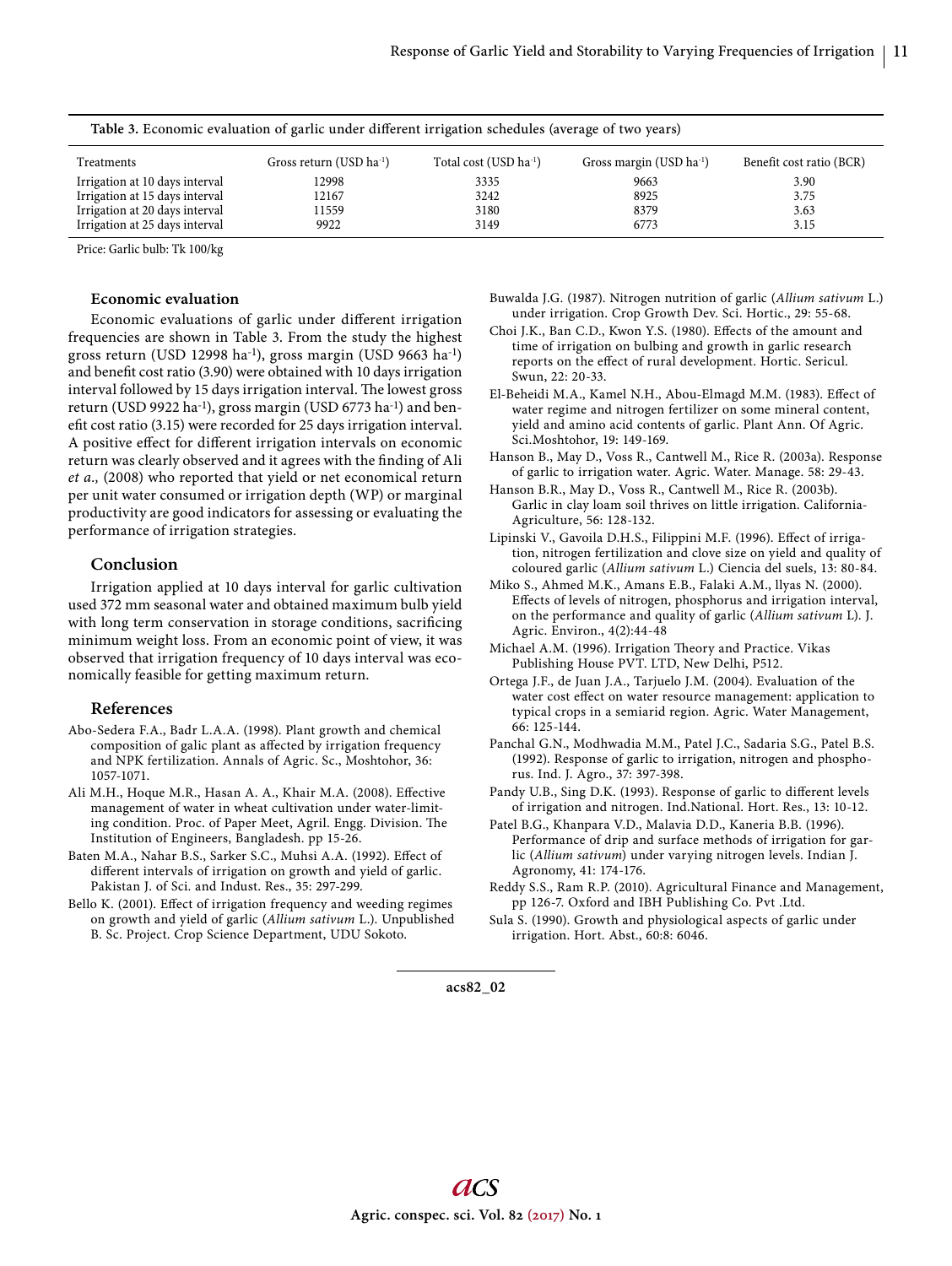**Table 3.** Economic evaluation of garlic under different irrigation schedules (average of two years)

| Treatments | Gross return (USD ha$^{-1}$) | Total cost (USD ha$^{-1}$) | Gross margin (USD ha$^{-1}$) | Benefit cost ratio (BCR) |
|---|---|---|---|---|
| Irrigation at 10 days interval | 12998 | 3335 | 9663 | 3.90 |
| Irrigation at 15 days interval | 12167 | 3242 | 8925 | 3.75 |
| Irrigation at 20 days interval | 11559 | 3180 | 8379 | 3.63 |
| Irrigation at 25 days interval | 9922 | 3149 | 6773 | 3.15 |

Price: Garlic bulb: Tk 100/kg

### Economic evaluation

Economic evaluations of garlic under different irrigation frequencies are shown in Table 3. From the study the highest gross return (USD 12998 ha$^{-1}$), gross margin (USD 9663 ha$^{-1}$) and benefit cost ratio (3.90) were obtained with 10 days irrigation interval followed by 15 days irrigation interval. The lowest gross return (USD 9922 ha$^{-1}$), gross margin (USD 6773 ha$^{-1}$) and benefit cost ratio (3.15) were recorded for 25 days irrigation interval. A positive effect for different irrigation intervals on economic return was clearly observed and it agrees with the finding of Ali *et a.,* (2008) who reported that yield or net economical return per unit water consumed or irrigation depth (WP) or marginal productivity are good indicators for assessing or evaluating the performance of irrigation strategies.

### Conclusion

Irrigation applied at 10 days interval for garlic cultivation used 372 mm seasonal water and obtained maximum bulb yield with long term conservation in storage conditions, sacrificing minimum weight loss. From an economic point of view, it was observed that irrigation frequency of 10 days interval was economically feasible for getting maximum return.

### References

Abo-Sedera F.A., Badr L.A.A. (1998). Plant growth and chemical composition of galic plant as affected by irrigation frequency and NPK fertilization. Annals of Agric. Sc., Moshtohor, 36: 1057-1071.

Ali M.H., Hoque M.R., Hasan A. A., Khair M.A. (2008). Effective management of water in wheat cultivation under water-limiting condition. Proc. of Paper Meet, Agril. Engg. Division. The Institution of Engineers, Bangladesh. pp 15-26.

Baten M.A., Nahar B.S., Sarker S.C., Muhsi A.A. (1992). Effect of different intervals of irrigation on growth and yield of garlic. Pakistan J. of Sci. and Indust. Res., 35: 297-299.

Bello K. (2001). Effect of irrigation frequency and weeding regimes on growth and yield of garlic (*Allium sativum* L.). Unpublished B. Sc. Project. Crop Science Department, UDU Sokoto.

Buwalda J.G. (1987). Nitrogen nutrition of garlic (*Allium sativum* L.) under irrigation. Crop Growth Dev. Sci. Hortic., 29: 55-68.

Choi J.K., Ban C.D., Kwon Y.S. (1980). Effects of the amount and time of irrigation on bulbing and growth in garlic research reports on the effect of rural development. Hortic. Sericul. Swun, 22: 20-33.

El-Beheidi M.A., Kamel N.H., Abou-Elmagd M.M. (1983). Effect of water regime and nitrogen fertilizer on some mineral content, yield and amino acid contents of garlic. Plant Ann. Of Agric. Sci.Moshtohor, 19: 149-169.

Hanson B., May D., Voss R., Cantwell M., Rice R. (2003a). Response of garlic to irrigation water. Agric. Water. Manage. 58: 29-43.

Hanson B.R., May D., Voss R., Cantwell M., Rice R. (2003b). Garlic in clay loam soil thrives on little irrigation. California-Agriculture, 56: 128-132.

Lipinski V., Gavoila D.H.S., Filippini M.F. (1996). Effect of irrigation, nitrogen fertilization and clove size on yield and quality of coloured garlic (*Allium sativum* L.) Ciencia del suels, 13: 80-84.

Miko S., Ahmed M.K., Amans E.B., Falaki A.M., llyas N. (2000). Effects of levels of nitrogen, phosphorus and irrigation interval, on the performance and quality of garlic (*Allium sativum* L). J. Agric. Environ., 4(2):44-48

Michael A.M. (1996). Irrigation Theory and Practice. Vikas Publishing House PVT. LTD, New Delhi, P512.

Ortega J.F., de Juan J.A., Tarjuelo J.M. (2004). Evaluation of the water cost effect on water resource management: application to typical crops in a semiarid region. Agric. Water Management, 66: 125-144.

Panchal G.N., Modhwadia M.M., Patel J.C., Sadaria S.G., Patel B.S. (1992). Response of garlic to irrigation, nitrogen and phosphorus. Ind. J. Agro., 37: 397-398.

Pandy U.B., Sing D.K. (1993). Response of garlic to different levels of irrigation and nitrogen. Ind.National. Hort. Res., 13: 10-12.

Patel B.G., Khanpara V.D., Malavia D.D., Kaneria B.B. (1996). Performance of drip and surface methods of irrigation for garlic (*Allium sativum*) under varying nitrogen levels. Indian J. Agronomy, 41: 174-176.

Reddy S.S., Ram R.P. (2010). Agricultural Finance and Management, pp 126-7. Oxford and IBH Publishing Co. Pvt .Ltd.

Sula S. (1990). Growth and physiological aspects of garlic under irrigation. Hort. Abst., 60:8: 6046.

acs82_02